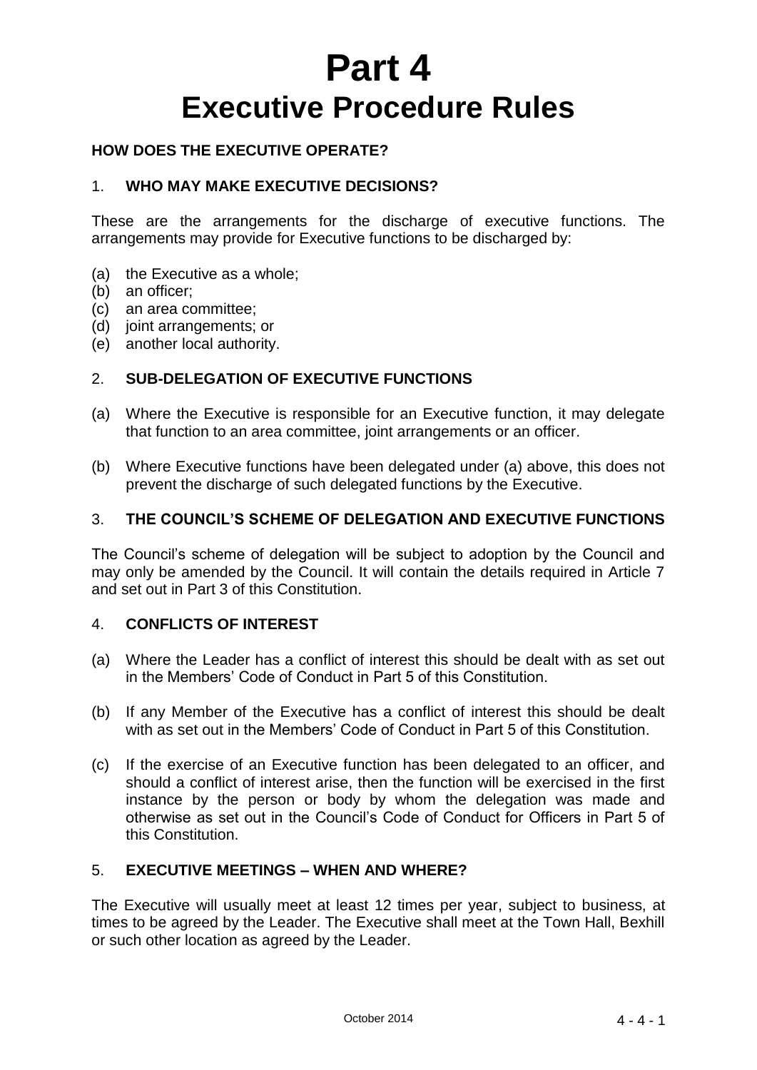# Part 4
# Executive Procedure Rules

**HOW DOES THE EXECUTIVE OPERATE?**

1. **WHO MAY MAKE EXECUTIVE DECISIONS?**

These are the arrangements for the discharge of executive functions. The arrangements may provide for Executive functions to be discharged by:

(a) the Executive as a whole;
(b) an officer;
(c) an area committee;
(d) joint arrangements; or
(e) another local authority.

2. **SUB-DELEGATION OF EXECUTIVE FUNCTIONS**

(a) Where the Executive is responsible for an Executive function, it may delegate that function to an area committee, joint arrangements or an officer.

(b) Where Executive functions have been delegated under (a) above, this does not prevent the discharge of such delegated functions by the Executive.

3. **THE COUNCIL'S SCHEME OF DELEGATION AND EXECUTIVE FUNCTIONS**

The Council's scheme of delegation will be subject to adoption by the Council and may only be amended by the Council. It will contain the details required in Article 7 and set out in Part 3 of this Constitution.

4. **CONFLICTS OF INTEREST**

(a) Where the Leader has a conflict of interest this should be dealt with as set out in the Members' Code of Conduct in Part 5 of this Constitution.

(b) If any Member of the Executive has a conflict of interest this should be dealt with as set out in the Members' Code of Conduct in Part 5 of this Constitution.

(c) If the exercise of an Executive function has been delegated to an officer, and should a conflict of interest arise, then the function will be exercised in the first instance by the person or body by whom the delegation was made and otherwise as set out in the Council's Code of Conduct for Officers in Part 5 of this Constitution.

5. **EXECUTIVE MEETINGS – WHEN AND WHERE?**

The Executive will usually meet at least 12 times per year, subject to business, at times to be agreed by the Leader. The Executive shall meet at the Town Hall, Bexhill or such other location as agreed by the Leader.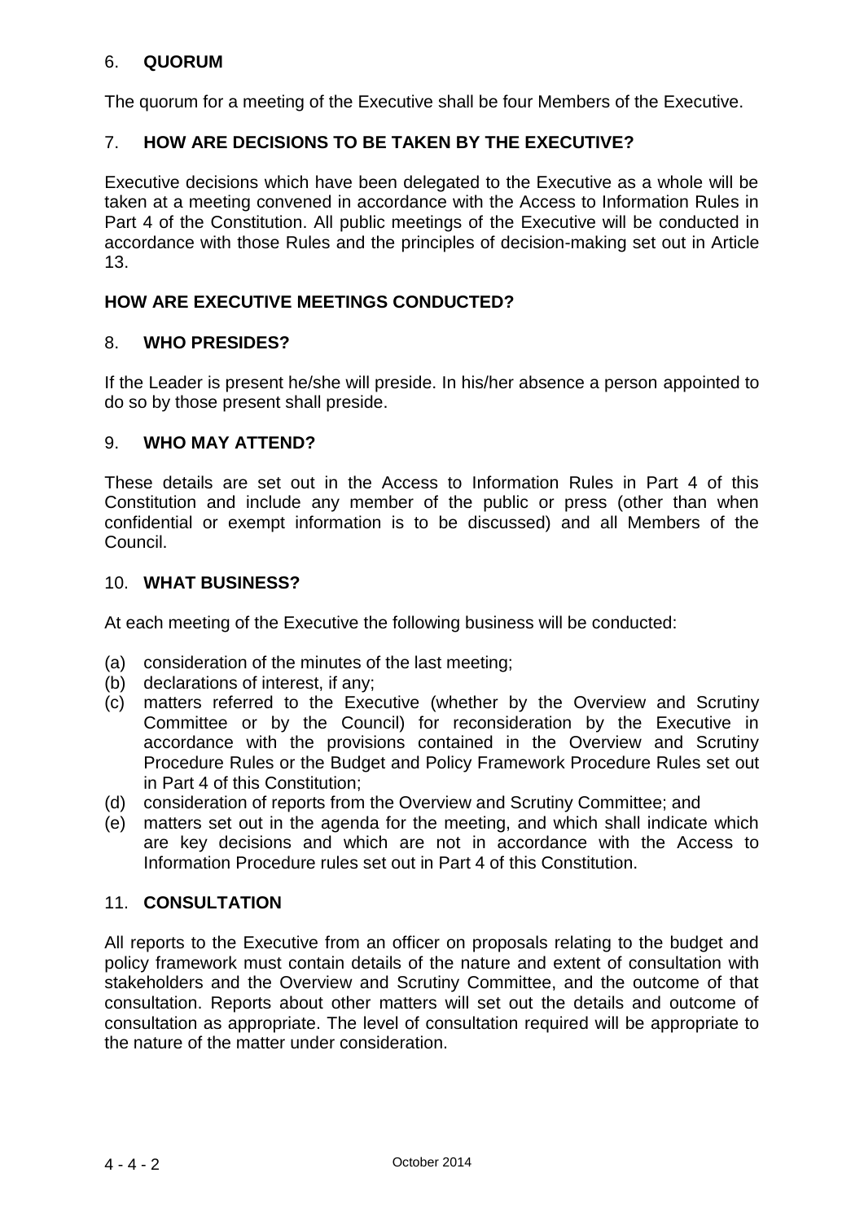## 6. QUORUM

The quorum for a meeting of the Executive shall be four Members of the Executive.

## 7. HOW ARE DECISIONS TO BE TAKEN BY THE EXECUTIVE?

Executive decisions which have been delegated to the Executive as a whole will be taken at a meeting convened in accordance with the Access to Information Rules in Part 4 of the Constitution. All public meetings of the Executive will be conducted in accordance with those Rules and the principles of decision-making set out in Article 13.

## HOW ARE EXECUTIVE MEETINGS CONDUCTED?

## 8. WHO PRESIDES?

If the Leader is present he/she will preside. In his/her absence a person appointed to do so by those present shall preside.

## 9. WHO MAY ATTEND?

These details are set out in the Access to Information Rules in Part 4 of this Constitution and include any member of the public or press (other than when confidential or exempt information is to be discussed) and all Members of the Council.

## 10. WHAT BUSINESS?

At each meeting of the Executive the following business will be conducted:

(a) consideration of the minutes of the last meeting;
(b) declarations of interest, if any;
(c) matters referred to the Executive (whether by the Overview and Scrutiny Committee or by the Council) for reconsideration by the Executive in accordance with the provisions contained in the Overview and Scrutiny Procedure Rules or the Budget and Policy Framework Procedure Rules set out in Part 4 of this Constitution;
(d) consideration of reports from the Overview and Scrutiny Committee; and
(e) matters set out in the agenda for the meeting, and which shall indicate which are key decisions and which are not in accordance with the Access to Information Procedure rules set out in Part 4 of this Constitution.

## 11. CONSULTATION

All reports to the Executive from an officer on proposals relating to the budget and policy framework must contain details of the nature and extent of consultation with stakeholders and the Overview and Scrutiny Committee, and the outcome of that consultation. Reports about other matters will set out the details and outcome of consultation as appropriate. The level of consultation required will be appropriate to the nature of the matter under consideration.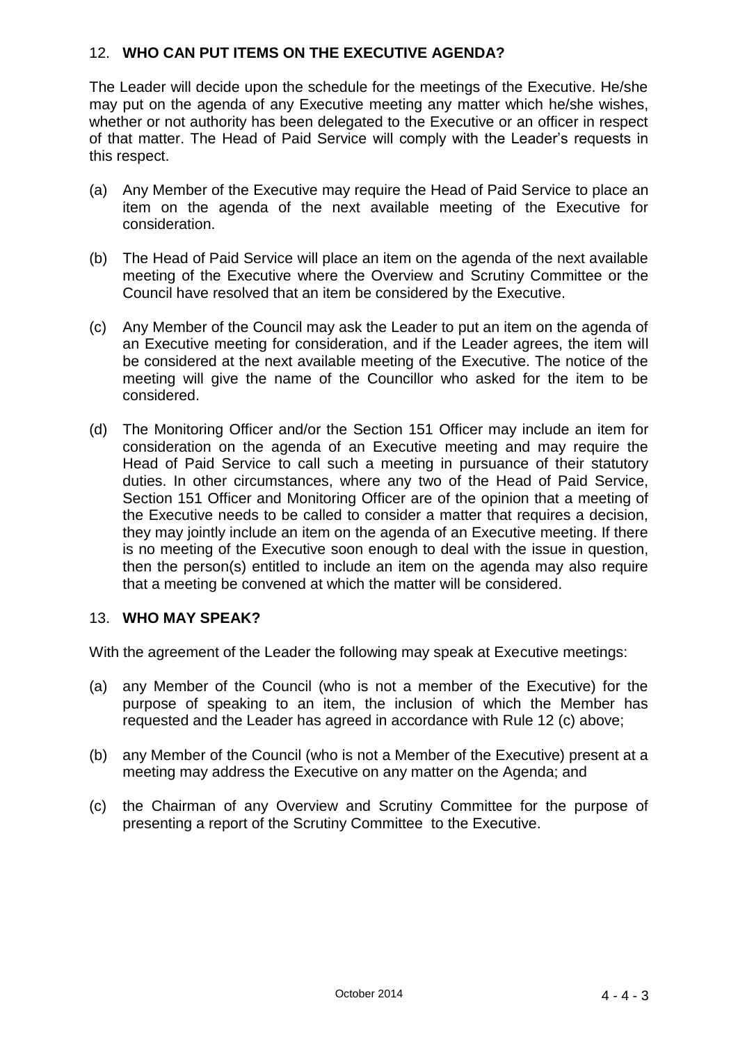## 12. **WHO CAN PUT ITEMS ON THE EXECUTIVE AGENDA?**

The Leader will decide upon the schedule for the meetings of the Executive. He/she may put on the agenda of any Executive meeting any matter which he/she wishes, whether or not authority has been delegated to the Executive or an officer in respect of that matter. The Head of Paid Service will comply with the Leader's requests in this respect.

(a) Any Member of the Executive may require the Head of Paid Service to place an item on the agenda of the next available meeting of the Executive for consideration.

(b) The Head of Paid Service will place an item on the agenda of the next available meeting of the Executive where the Overview and Scrutiny Committee or the Council have resolved that an item be considered by the Executive.

(c) Any Member of the Council may ask the Leader to put an item on the agenda of an Executive meeting for consideration, and if the Leader agrees, the item will be considered at the next available meeting of the Executive. The notice of the meeting will give the name of the Councillor who asked for the item to be considered.

(d) The Monitoring Officer and/or the Section 151 Officer may include an item for consideration on the agenda of an Executive meeting and may require the Head of Paid Service to call such a meeting in pursuance of their statutory duties. In other circumstances, where any two of the Head of Paid Service, Section 151 Officer and Monitoring Officer are of the opinion that a meeting of the Executive needs to be called to consider a matter that requires a decision, they may jointly include an item on the agenda of an Executive meeting. If there is no meeting of the Executive soon enough to deal with the issue in question, then the person(s) entitled to include an item on the agenda may also require that a meeting be convened at which the matter will be considered.

## 13. **WHO MAY SPEAK?**

With the agreement of the Leader the following may speak at Executive meetings:

(a) any Member of the Council (who is not a member of the Executive) for the purpose of speaking to an item, the inclusion of which the Member has requested and the Leader has agreed in accordance with Rule 12 (c) above;

(b) any Member of the Council (who is not a Member of the Executive) present at a meeting may address the Executive on any matter on the Agenda; and

(c) the Chairman of any Overview and Scrutiny Committee for the purpose of presenting a report of the Scrutiny Committee to the Executive.